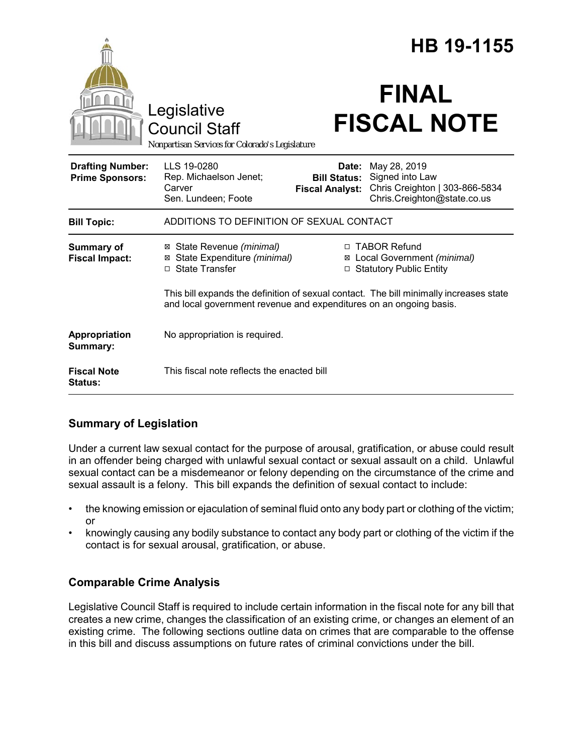# HB 19-1155

Legislative Council Staff

*Nonpartisan Services for Colorado's Legislature*

# FINAL FISCAL NOTE

| | | | |
|---|---|---|---|
| **Drafting Number:** | LLS 19-0280 | **Date:** | May 28, 2019 |
| **Prime Sponsors:** | Rep. Michaelson Jenet; Carver<br>Sen. Lundeen; Foote | **Bill Status:** | Signed into Law |
| | | **Fiscal Analyst:** | Chris Creighton \| 303-866-5834<br>Chris.Creighton@state.co.us |

| | |
|---|---|
| **Bill Topic:** | ADDITIONS TO DEFINITION OF SEXUAL CONTACT |
| **Summary of Fiscal Impact:** | ☒ State Revenue *(minimal)*<br>☒ State Expenditure *(minimal)*<br>☐ State Transfer<br>☐ TABOR Refund<br>☒ Local Government *(minimal)*<br>☐ Statutory Public Entity<br><br>This bill expands the definition of sexual contact. The bill minimally increases state and local government revenue and expenditures on an ongoing basis. |
| **Appropriation Summary:** | No appropriation is required. |
| **Fiscal Note Status:** | This fiscal note reflects the enacted bill |

## Summary of Legislation

Under a current law sexual contact for the purpose of arousal, gratification, or abuse could result in an offender being charged with unlawful sexual contact or sexual assault on a child. Unlawful sexual contact can be a misdemeanor or felony depending on the circumstance of the crime and sexual assault is a felony. This bill expands the definition of sexual contact to include:

- the knowing emission or ejaculation of seminal fluid onto any body part or clothing of the victim; or
- knowingly causing any bodily substance to contact any body part or clothing of the victim if the contact is for sexual arousal, gratification, or abuse.

## Comparable Crime Analysis

Legislative Council Staff is required to include certain information in the fiscal note for any bill that creates a new crime, changes the classification of an existing crime, or changes an element of an existing crime. The following sections outline data on crimes that are comparable to the offense in this bill and discuss assumptions on future rates of criminal convictions under the bill.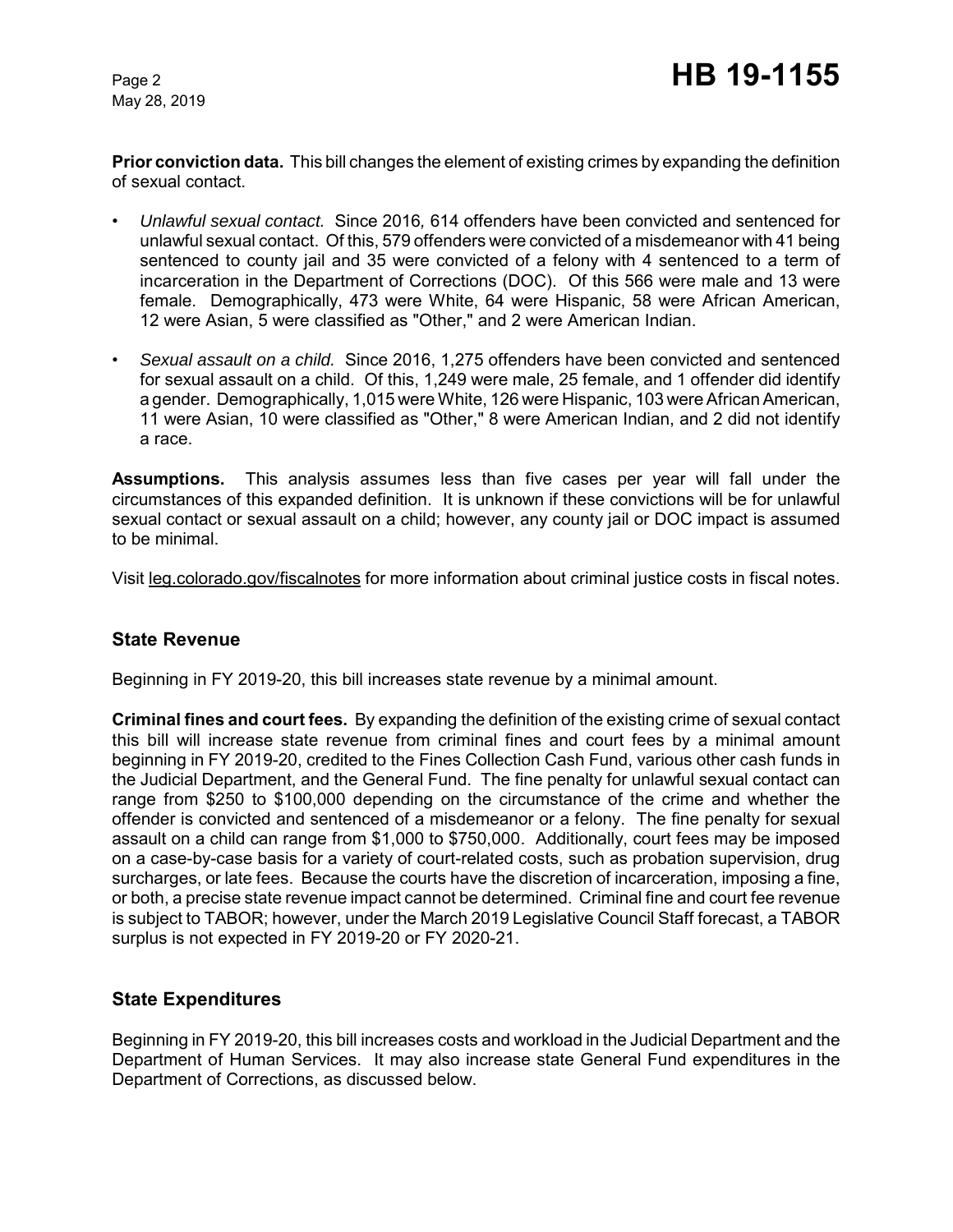**Prior conviction data.** This bill changes the element of existing crimes by expanding the definition of sexual contact.

- *Unlawful sexual contact.* Since 2016, 614 offenders have been convicted and sentenced for unlawful sexual contact. Of this, 579 offenders were convicted of a misdemeanor with 41 being sentenced to county jail and 35 were convicted of a felony with 4 sentenced to a term of incarceration in the Department of Corrections (DOC). Of this 566 were male and 13 were female. Demographically, 473 were White, 64 were Hispanic, 58 were African American, 12 were Asian, 5 were classified as "Other," and 2 were American Indian.
- *Sexual assault on a child.* Since 2016, 1,275 offenders have been convicted and sentenced for sexual assault on a child. Of this, 1,249 were male, 25 female, and 1 offender did identify a gender. Demographically, 1,015 were White, 126 were Hispanic, 103 were African American, 11 were Asian, 10 were classified as "Other," 8 were American Indian, and 2 did not identify a race.

**Assumptions.** This analysis assumes less than five cases per year will fall under the circumstances of this expanded definition. It is unknown if these convictions will be for unlawful sexual contact or sexual assault on a child; however, any county jail or DOC impact is assumed to be minimal.

Visit leg.colorado.gov/fiscalnotes for more information about criminal justice costs in fiscal notes.

## State Revenue

Beginning in FY 2019-20, this bill increases state revenue by a minimal amount.

**Criminal fines and court fees.** By expanding the definition of the existing crime of sexual contact this bill will increase state revenue from criminal fines and court fees by a minimal amount beginning in FY 2019-20, credited to the Fines Collection Cash Fund, various other cash funds in the Judicial Department, and the General Fund. The fine penalty for unlawful sexual contact can range from $250 to $100,000 depending on the circumstance of the crime and whether the offender is convicted and sentenced of a misdemeanor or a felony. The fine penalty for sexual assault on a child can range from $1,000 to $750,000. Additionally, court fees may be imposed on a case-by-case basis for a variety of court-related costs, such as probation supervision, drug surcharges, or late fees. Because the courts have the discretion of incarceration, imposing a fine, or both, a precise state revenue impact cannot be determined. Criminal fine and court fee revenue is subject to TABOR; however, under the March 2019 Legislative Council Staff forecast, a TABOR surplus is not expected in FY 2019-20 or FY 2020-21.

## State Expenditures

Beginning in FY 2019-20, this bill increases costs and workload in the Judicial Department and the Department of Human Services. It may also increase state General Fund expenditures in the Department of Corrections, as discussed below.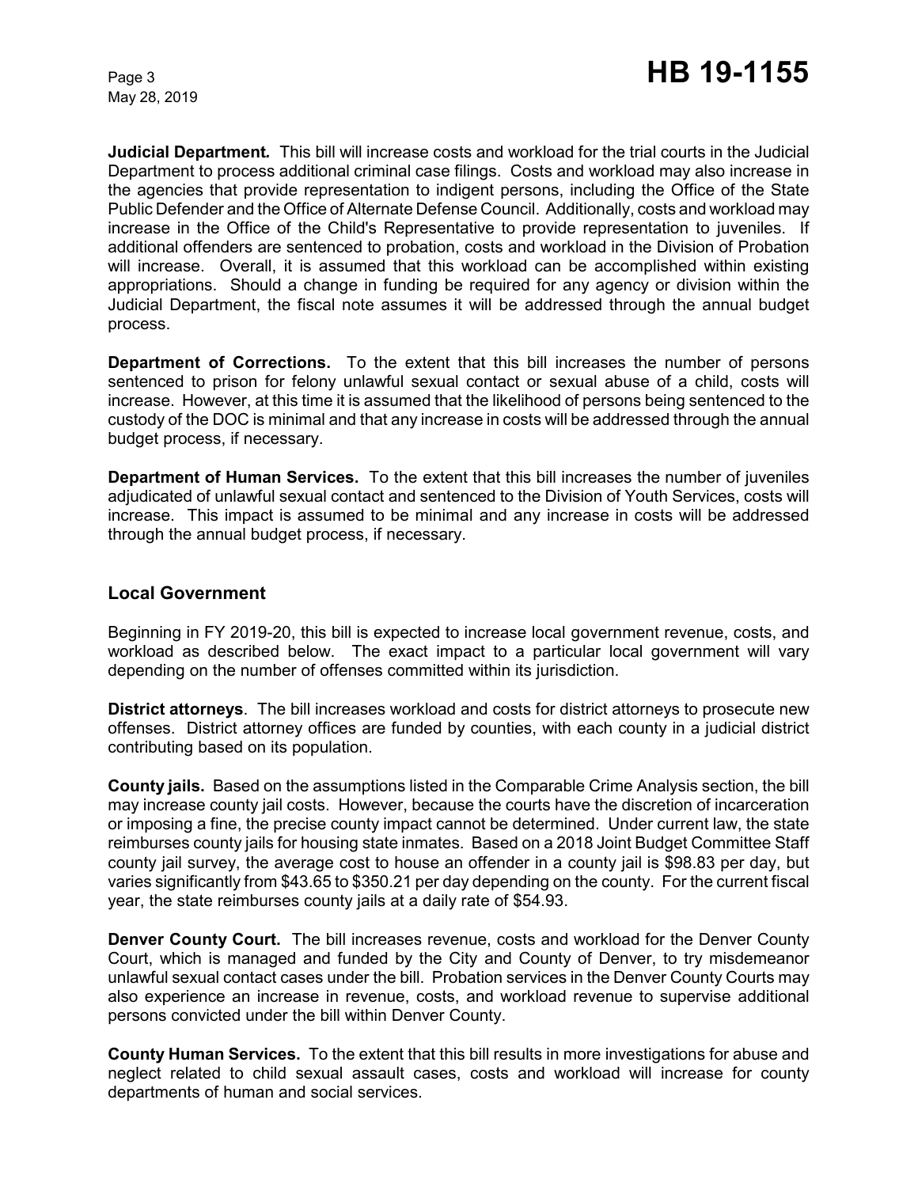**Judicial Department***.* This bill will increase costs and workload for the trial courts in the Judicial Department to process additional criminal case filings. Costs and workload may also increase in the agencies that provide representation to indigent persons, including the Office of the State Public Defender and the Office of Alternate Defense Council. Additionally, costs and workload may increase in the Office of the Child's Representative to provide representation to juveniles. If additional offenders are sentenced to probation, costs and workload in the Division of Probation will increase. Overall, it is assumed that this workload can be accomplished within existing appropriations. Should a change in funding be required for any agency or division within the Judicial Department, the fiscal note assumes it will be addressed through the annual budget process.

**Department of Corrections.** To the extent that this bill increases the number of persons sentenced to prison for felony unlawful sexual contact or sexual abuse of a child, costs will increase. However, at this time it is assumed that the likelihood of persons being sentenced to the custody of the DOC is minimal and that any increase in costs will be addressed through the annual budget process, if necessary.

**Department of Human Services.** To the extent that this bill increases the number of juveniles adjudicated of unlawful sexual contact and sentenced to the Division of Youth Services, costs will increase. This impact is assumed to be minimal and any increase in costs will be addressed through the annual budget process, if necessary.

## Local Government

Beginning in FY 2019-20, this bill is expected to increase local government revenue, costs, and workload as described below. The exact impact to a particular local government will vary depending on the number of offenses committed within its jurisdiction.

**District attorneys**. The bill increases workload and costs for district attorneys to prosecute new offenses. District attorney offices are funded by counties, with each county in a judicial district contributing based on its population.

**County jails.** Based on the assumptions listed in the Comparable Crime Analysis section, the bill may increase county jail costs. However, because the courts have the discretion of incarceration or imposing a fine, the precise county impact cannot be determined. Under current law, the state reimburses county jails for housing state inmates. Based on a 2018 Joint Budget Committee Staff county jail survey, the average cost to house an offender in a county jail is $98.83 per day, but varies significantly from $43.65 to $350.21 per day depending on the county. For the current fiscal year, the state reimburses county jails at a daily rate of $54.93.

**Denver County Court.** The bill increases revenue, costs and workload for the Denver County Court, which is managed and funded by the City and County of Denver, to try misdemeanor unlawful sexual contact cases under the bill. Probation services in the Denver County Courts may also experience an increase in revenue, costs, and workload revenue to supervise additional persons convicted under the bill within Denver County.

**County Human Services.** To the extent that this bill results in more investigations for abuse and neglect related to child sexual assault cases, costs and workload will increase for county departments of human and social services.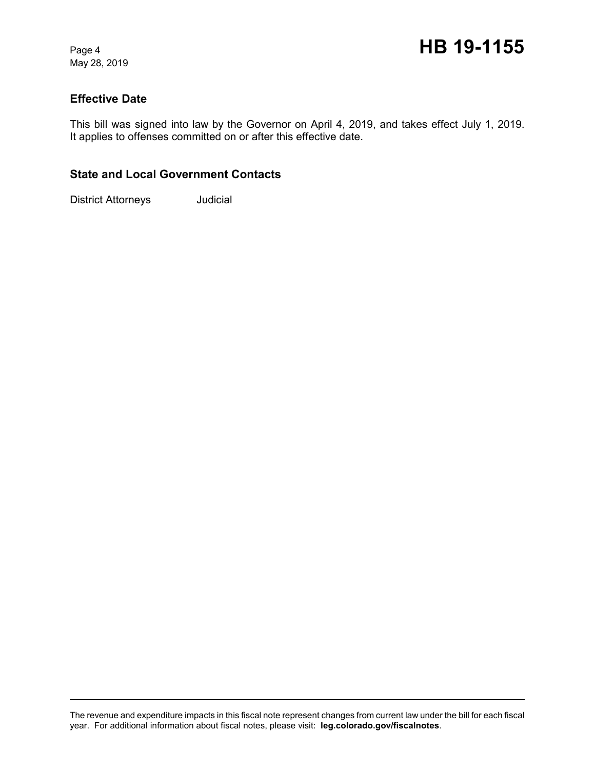## Effective Date

This bill was signed into law by the Governor on April 4, 2019, and takes effect July 1, 2019. It applies to offenses committed on or after this effective date.

## State and Local Government Contacts

District Attorneys Judicial

---

The revenue and expenditure impacts in this fiscal note represent changes from current law under the bill for each fiscal year. For additional information about fiscal notes, please visit: **leg.colorado.gov/fiscalnotes**.